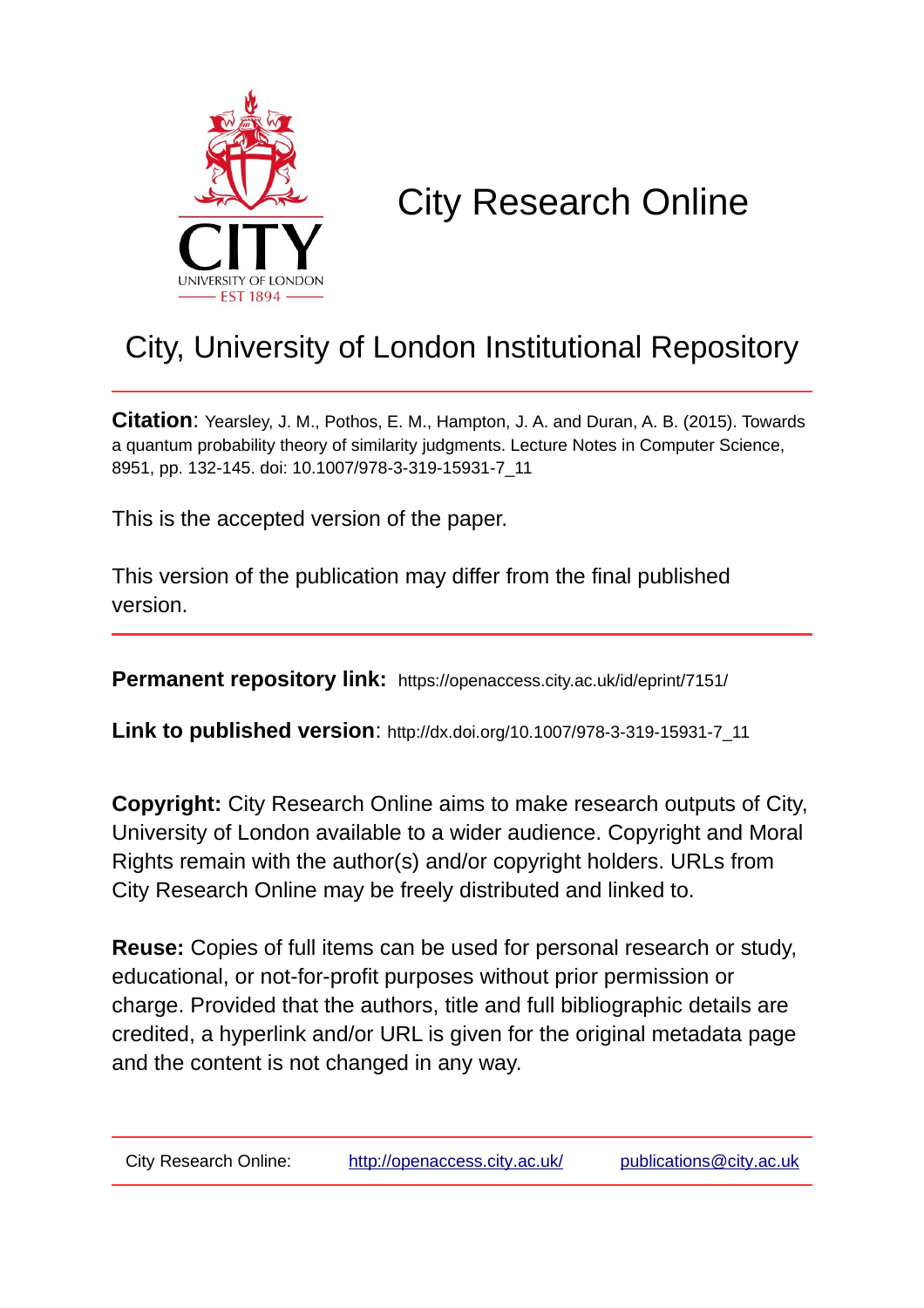# City Research Online

## City, University of London Institutional Repository

**Citation**: Yearsley, J. M., Pothos, E. M., Hampton, J. A. and Duran, A. B. (2015). Towards a quantum probability theory of similarity judgments. Lecture Notes in Computer Science, 8951, pp. 132-145. doi: 10.1007/978-3-319-15931-7_11

This is the accepted version of the paper.

This version of the publication may differ from the final published version.

**Permanent repository link:** https://openaccess.city.ac.uk/id/eprint/7151/

**Link to published version**: http://dx.doi.org/10.1007/978-3-319-15931-7_11

**Copyright:** City Research Online aims to make research outputs of City, University of London available to a wider audience. Copyright and Moral Rights remain with the author(s) and/or copyright holders. URLs from City Research Online may be freely distributed and linked to.

**Reuse:** Copies of full items can be used for personal research or study, educational, or not-for-profit purposes without prior permission or charge. Provided that the authors, title and full bibliographic details are credited, a hyperlink and/or URL is given for the original metadata page and the content is not changed in any way.

City Research Online: http://openaccess.city.ac.uk/ publications@city.ac.uk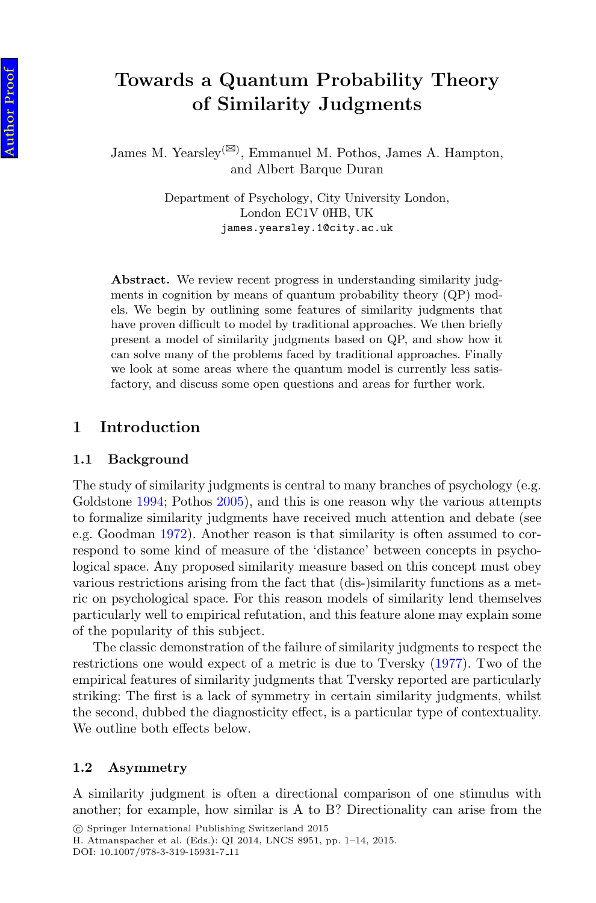# Towards a Quantum Probability Theory of Similarity Judgments

James M. Yearsley(✉), Emmanuel M. Pothos, James A. Hampton, and Albert Barque Duran

Department of Psychology, City University London, London EC1V 0HB, UK
james.yearsley.1@city.ac.uk

**Abstract.** We review recent progress in understanding similarity judgments in cognition by means of quantum probability theory (QP) models. We begin by outlining some features of similarity judgments that have proven difficult to model by traditional approaches. We then briefly present a model of similarity judgments based on QP, and show how it can solve many of the problems faced by traditional approaches. Finally we look at some areas where the quantum model is currently less satisfactory, and discuss some open questions and areas for further work.

## 1 Introduction

### 1.1 Background

The study of similarity judgments is central to many branches of psychology (e.g. Goldstone 1994; Pothos 2005), and this is one reason why the various attempts to formalize similarity judgments have received much attention and debate (see e.g. Goodman 1972). Another reason is that similarity is often assumed to correspond to some kind of measure of the 'distance' between concepts in psychological space. Any proposed similarity measure based on this concept must obey various restrictions arising from the fact that (dis-)similarity functions as a metric on psychological space. For this reason models of similarity lend themselves particularly well to empirical refutation, and this feature alone may explain some of the popularity of this subject.

The classic demonstration of the failure of similarity judgments to respect the restrictions one would expect of a metric is due to Tversky (1977). Two of the empirical features of similarity judgments that Tversky reported are particularly striking: The first is a lack of symmetry in certain similarity judgments, whilst the second, dubbed the diagnosticity effect, is a particular type of contextuality. We outline both effects below.

### 1.2 Asymmetry

A similarity judgment is often a directional comparison of one stimulus with another; for example, how similar is A to B? Directionality can arise from the

© Springer International Publishing Switzerland 2015
H. Atmanspacher et al. (Eds.): QI 2014, LNCS 8951, pp. 1–14, 2015.
DOI: 10.1007/978-3-319-15931-7_11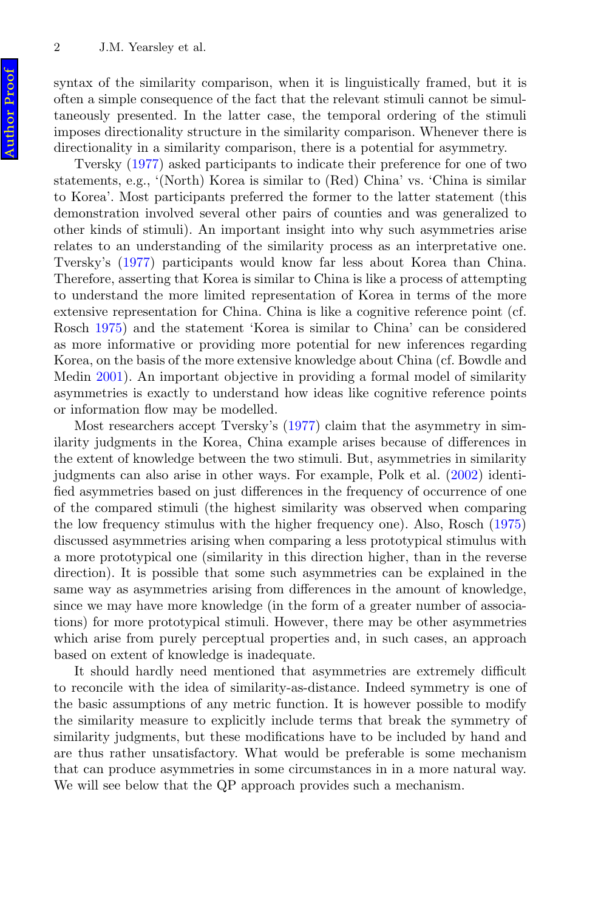syntax of the similarity comparison, when it is linguistically framed, but it is often a simple consequence of the fact that the relevant stimuli cannot be simultaneously presented. In the latter case, the temporal ordering of the stimuli imposes directionality structure in the similarity comparison. Whenever there is directionality in a similarity comparison, there is a potential for asymmetry.

Tversky (1977) asked participants to indicate their preference for one of two statements, e.g., '(North) Korea is similar to (Red) China' vs. 'China is similar to Korea'. Most participants preferred the former to the latter statement (this demonstration involved several other pairs of counties and was generalized to other kinds of stimuli). An important insight into why such asymmetries arise relates to an understanding of the similarity process as an interpretative one. Tversky's (1977) participants would know far less about Korea than China. Therefore, asserting that Korea is similar to China is like a process of attempting to understand the more limited representation of Korea in terms of the more extensive representation for China. China is like a cognitive reference point (cf. Rosch 1975) and the statement 'Korea is similar to China' can be considered as more informative or providing more potential for new inferences regarding Korea, on the basis of the more extensive knowledge about China (cf. Bowdle and Medin 2001). An important objective in providing a formal model of similarity asymmetries is exactly to understand how ideas like cognitive reference points or information flow may be modelled.

Most researchers accept Tversky's (1977) claim that the asymmetry in similarity judgments in the Korea, China example arises because of differences in the extent of knowledge between the two stimuli. But, asymmetries in similarity judgments can also arise in other ways. For example, Polk et al. (2002) identified asymmetries based on just differences in the frequency of occurrence of one of the compared stimuli (the highest similarity was observed when comparing the low frequency stimulus with the higher frequency one). Also, Rosch (1975) discussed asymmetries arising when comparing a less prototypical stimulus with a more prototypical one (similarity in this direction higher, than in the reverse direction). It is possible that some such asymmetries can be explained in the same way as asymmetries arising from differences in the amount of knowledge, since we may have more knowledge (in the form of a greater number of associations) for more prototypical stimuli. However, there may be other asymmetries which arise from purely perceptual properties and, in such cases, an approach based on extent of knowledge is inadequate.

It should hardly need mentioned that asymmetries are extremely difficult to reconcile with the idea of similarity-as-distance. Indeed symmetry is one of the basic assumptions of any metric function. It is however possible to modify the similarity measure to explicitly include terms that break the symmetry of similarity judgments, but these modifications have to be included by hand and are thus rather unsatisfactory. What would be preferable is some mechanism that can produce asymmetries in some circumstances in in a more natural way. We will see below that the QP approach provides such a mechanism.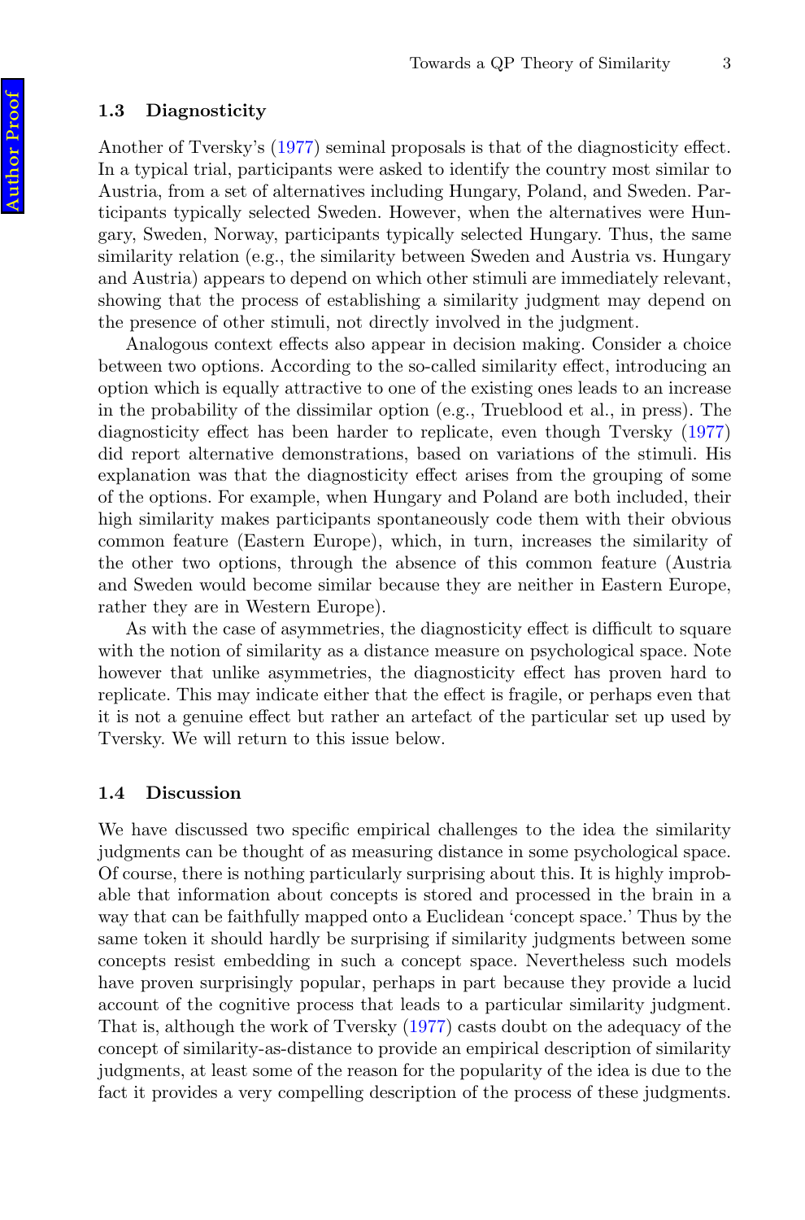### 1.3 Diagnosticity

Another of Tversky's (1977) seminal proposals is that of the diagnosticity effect. In a typical trial, participants were asked to identify the country most similar to Austria, from a set of alternatives including Hungary, Poland, and Sweden. Participants typically selected Sweden. However, when the alternatives were Hungary, Sweden, Norway, participants typically selected Hungary. Thus, the same similarity relation (e.g., the similarity between Sweden and Austria vs. Hungary and Austria) appears to depend on which other stimuli are immediately relevant, showing that the process of establishing a similarity judgment may depend on the presence of other stimuli, not directly involved in the judgment.

Analogous context effects also appear in decision making. Consider a choice between two options. According to the so-called similarity effect, introducing an option which is equally attractive to one of the existing ones leads to an increase in the probability of the dissimilar option (e.g., Trueblood et al., in press). The diagnosticity effect has been harder to replicate, even though Tversky (1977) did report alternative demonstrations, based on variations of the stimuli. His explanation was that the diagnosticity effect arises from the grouping of some of the options. For example, when Hungary and Poland are both included, their high similarity makes participants spontaneously code them with their obvious common feature (Eastern Europe), which, in turn, increases the similarity of the other two options, through the absence of this common feature (Austria and Sweden would become similar because they are neither in Eastern Europe, rather they are in Western Europe).

As with the case of asymmetries, the diagnosticity effect is difficult to square with the notion of similarity as a distance measure on psychological space. Note however that unlike asymmetries, the diagnosticity effect has proven hard to replicate. This may indicate either that the effect is fragile, or perhaps even that it is not a genuine effect but rather an artefact of the particular set up used by Tversky. We will return to this issue below.

### 1.4 Discussion

We have discussed two specific empirical challenges to the idea the similarity judgments can be thought of as measuring distance in some psychological space. Of course, there is nothing particularly surprising about this. It is highly improbable that information about concepts is stored and processed in the brain in a way that can be faithfully mapped onto a Euclidean 'concept space.' Thus by the same token it should hardly be surprising if similarity judgments between some concepts resist embedding in such a concept space. Nevertheless such models have proven surprisingly popular, perhaps in part because they provide a lucid account of the cognitive process that leads to a particular similarity judgment. That is, although the work of Tversky (1977) casts doubt on the adequacy of the concept of similarity-as-distance to provide an empirical description of similarity judgments, at least some of the reason for the popularity of the idea is due to the fact it provides a very compelling description of the process of these judgments.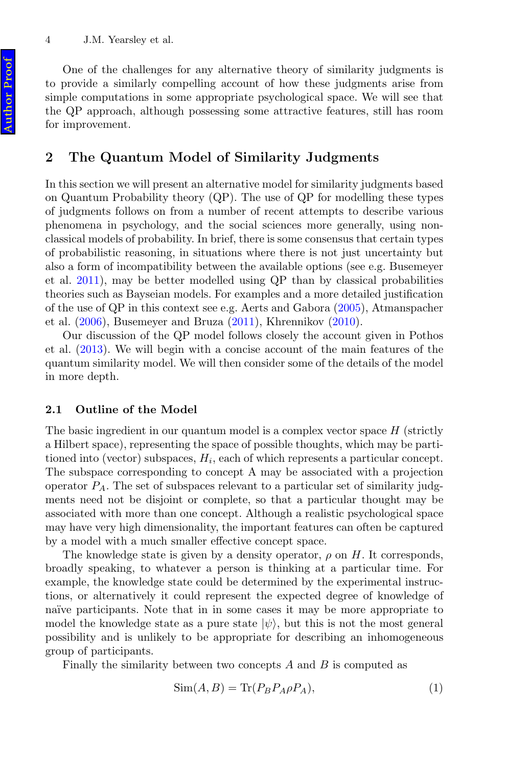One of the challenges for any alternative theory of similarity judgments is to provide a similarly compelling account of how these judgments arise from simple computations in some appropriate psychological space. We will see that the QP approach, although possessing some attractive features, still has room for improvement.

## 2 The Quantum Model of Similarity Judgments

In this section we will present an alternative model for similarity judgments based on Quantum Probability theory (QP). The use of QP for modelling these types of judgments follows on from a number of recent attempts to describe various phenomena in psychology, and the social sciences more generally, using non-classical models of probability. In brief, there is some consensus that certain types of probabilistic reasoning, in situations where there is not just uncertainty but also a form of incompatibility between the available options (see e.g. Busemeyer et al. 2011), may be better modelled using QP than by classical probabilities theories such as Bayseian models. For examples and a more detailed justification of the use of QP in this context see e.g. Aerts and Gabora (2005), Atmanspacher et al. (2006), Busemeyer and Bruza (2011), Khrennikov (2010).

Our discussion of the QP model follows closely the account given in Pothos et al. (2013). We will begin with a concise account of the main features of the quantum similarity model. We will then consider some of the details of the model in more depth.

### 2.1 Outline of the Model

The basic ingredient in our quantum model is a complex vector space $H$ (strictly a Hilbert space), representing the space of possible thoughts, which may be partitioned into (vector) subspaces, $H_i$, each of which represents a particular concept. The subspace corresponding to concept A may be associated with a projection operator $P_A$. The set of subspaces relevant to a particular set of similarity judgments need not be disjoint or complete, so that a particular thought may be associated with more than one concept. Although a realistic psychological space may have very high dimensionality, the important features can often be captured by a model with a much smaller effective concept space.

The knowledge state is given by a density operator, $\rho$ on $H$. It corresponds, broadly speaking, to whatever a person is thinking at a particular time. For example, the knowledge state could be determined by the experimental instructions, or alternatively it could represent the expected degree of knowledge of naïve participants. Note that in in some cases it may be more appropriate to model the knowledge state as a pure state $|\psi\rangle$, but this is not the most general possibility and is unlikely to be appropriate for describing an inhomogeneous group of participants.

Finally the similarity between two concepts $A$ and $B$ is computed as

$$\text{Sim}(A, B) = \text{Tr}(P_B P_A \rho P_A), \tag{1}$$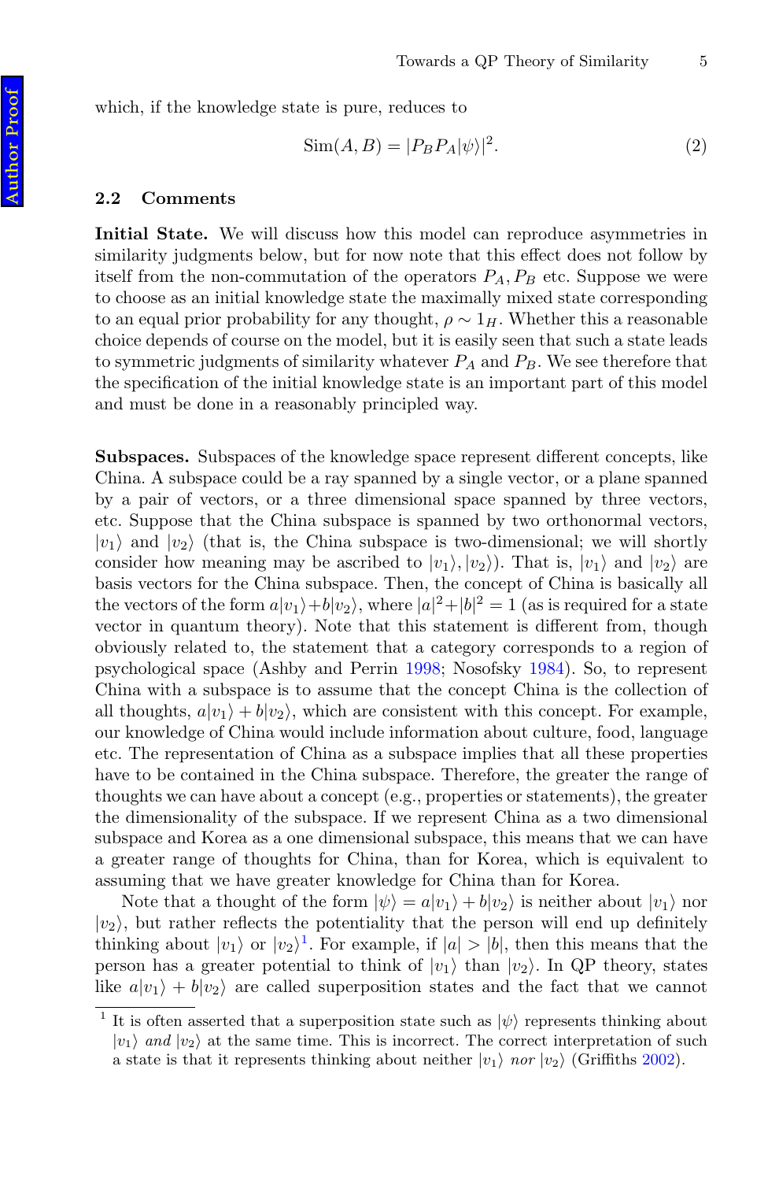which, if the knowledge state is pure, reduces to

$$\text{Sim}(A, B) = |P_B P_A|\psi\rangle|^2. \tag{2}$$

### 2.2 Comments

**Initial State.** We will discuss how this model can reproduce asymmetries in similarity judgments below, but for now note that this effect does not follow by itself from the non-commutation of the operators $P_A, P_B$ etc. Suppose we were to choose as an initial knowledge state the maximally mixed state corresponding to an equal prior probability for any thought, $\rho \sim 1_H$. Whether this a reasonable choice depends of course on the model, but it is easily seen that such a state leads to symmetric judgments of similarity whatever $P_A$ and $P_B$. We see therefore that the specification of the initial knowledge state is an important part of this model and must be done in a reasonably principled way.

**Subspaces.** Subspaces of the knowledge space represent different concepts, like China. A subspace could be a ray spanned by a single vector, or a plane spanned by a pair of vectors, or a three dimensional space spanned by three vectors, etc. Suppose that the China subspace is spanned by two orthonormal vectors, $|v_1\rangle$ and $|v_2\rangle$ (that is, the China subspace is two-dimensional; we will shortly consider how meaning may be ascribed to $|v_1\rangle, |v_2\rangle$). That is, $|v_1\rangle$ and $|v_2\rangle$ are basis vectors for the China subspace. Then, the concept of China is basically all the vectors of the form $a|v_1\rangle + b|v_2\rangle$, where $|a|^2 + |b|^2 = 1$ (as is required for a state vector in quantum theory). Note that this statement is different from, though obviously related to, the statement that a category corresponds to a region of psychological space (Ashby and Perrin 1998; Nosofsky 1984). So, to represent China with a subspace is to assume that the concept China is the collection of all thoughts, $a|v_1\rangle + b|v_2\rangle$, which are consistent with this concept. For example, our knowledge of China would include information about culture, food, language etc. The representation of China as a subspace implies that all these properties have to be contained in the China subspace. Therefore, the greater the range of thoughts we can have about a concept (e.g., properties or statements), the greater the dimensionality of the subspace. If we represent China as a two dimensional subspace and Korea as a one dimensional subspace, this means that we can have a greater range of thoughts for China, than for Korea, which is equivalent to assuming that we have greater knowledge for China than for Korea.

Note that a thought of the form $|\psi\rangle = a|v_1\rangle + b|v_2\rangle$ is neither about $|v_1\rangle$ nor $|v_2\rangle$, but rather reflects the potentiality that the person will end up definitely thinking about $|v_1\rangle$ or $|v_2\rangle$[1]. For example, if $|a| > |b|$, then this means that the person has a greater potential to think of $|v_1\rangle$ than $|v_2\rangle$. In QP theory, states like $a|v_1\rangle + b|v_2\rangle$ are called superposition states and the fact that we cannot

[1] It is often asserted that a superposition state such as $|\psi\rangle$ represents thinking about $|v_1\rangle$ *and* $|v_2\rangle$ at the same time. This is incorrect. The correct interpretation of such a state is that it represents thinking about neither $|v_1\rangle$ *nor* $|v_2\rangle$ (Griffiths 2002).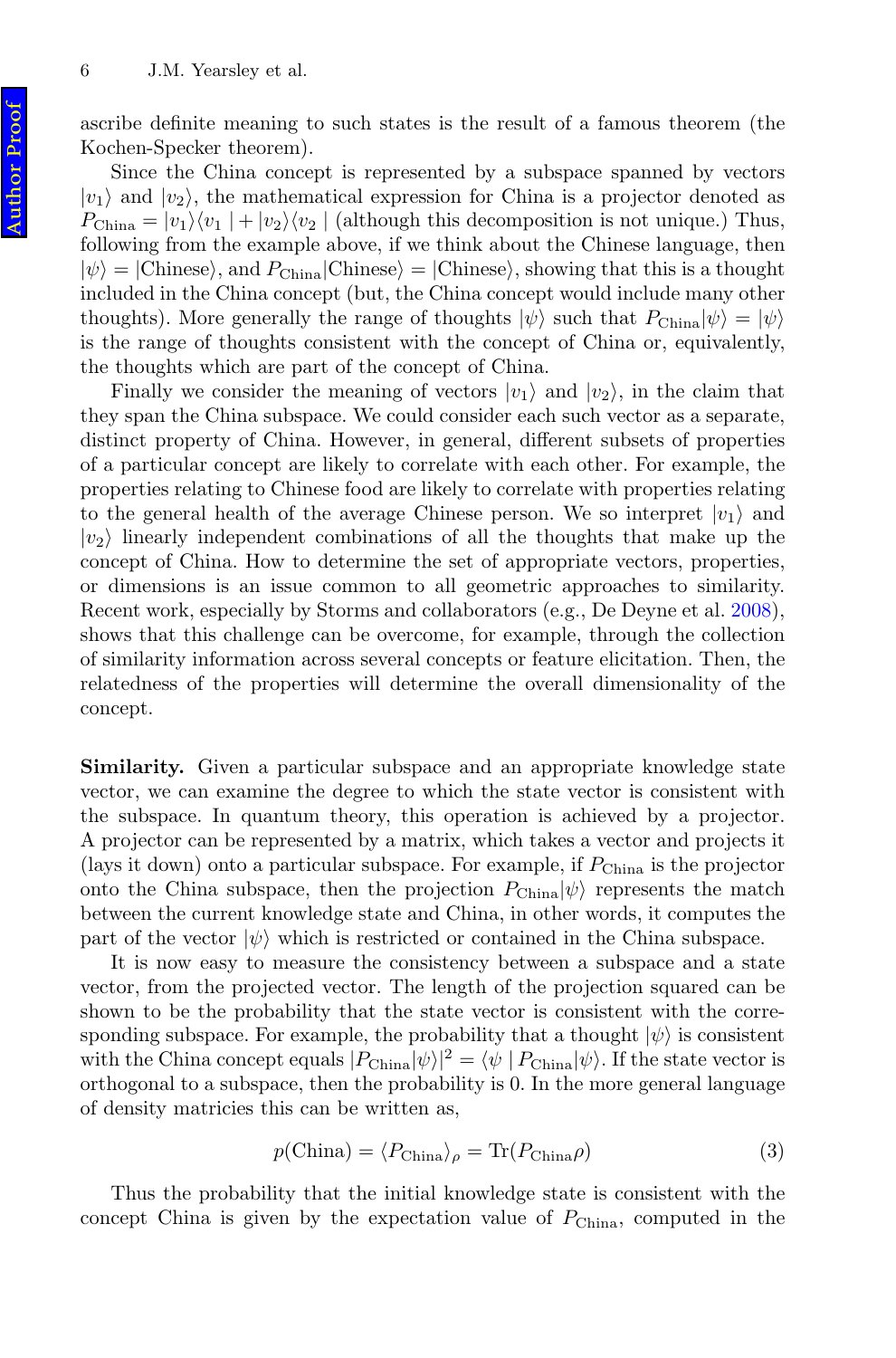ascribe definite meaning to such states is the result of a famous theorem (the Kochen-Specker theorem).

Since the China concept is represented by a subspace spanned by vectors $|v_1\rangle$ and $|v_2\rangle$, the mathematical expression for China is a projector denoted as $P_{\text{China}} = |v_1\rangle\langle v_1 | + |v_2\rangle\langle v_2 |$ (although this decomposition is not unique.) Thus, following from the example above, if we think about the Chinese language, then $|\psi\rangle = |\text{Chinese}\rangle$, and $P_{\text{China}}|\text{Chinese}\rangle = |\text{Chinese}\rangle$, showing that this is a thought included in the China concept (but, the China concept would include many other thoughts). More generally the range of thoughts $|\psi\rangle$ such that $P_{\text{China}}|\psi\rangle = |\psi\rangle$ is the range of thoughts consistent with the concept of China or, equivalently, the thoughts which are part of the concept of China.

Finally we consider the meaning of vectors $|v_1\rangle$ and $|v_2\rangle$, in the claim that they span the China subspace. We could consider each such vector as a separate, distinct property of China. However, in general, different subsets of properties of a particular concept are likely to correlate with each other. For example, the properties relating to Chinese food are likely to correlate with properties relating to the general health of the average Chinese person. We so interpret $|v_1\rangle$ and $|v_2\rangle$ linearly independent combinations of all the thoughts that make up the concept of China. How to determine the set of appropriate vectors, properties, or dimensions is an issue common to all geometric approaches to similarity. Recent work, especially by Storms and collaborators (e.g., De Deyne et al. 2008), shows that this challenge can be overcome, for example, through the collection of similarity information across several concepts or feature elicitation. Then, the relatedness of the properties will determine the overall dimensionality of the concept.

**Similarity.** Given a particular subspace and an appropriate knowledge state vector, we can examine the degree to which the state vector is consistent with the subspace. In quantum theory, this operation is achieved by a projector. A projector can be represented by a matrix, which takes a vector and projects it (lays it down) onto a particular subspace. For example, if $P_{\text{China}}$ is the projector onto the China subspace, then the projection $P_{\text{China}}|\psi\rangle$ represents the match between the current knowledge state and China, in other words, it computes the part of the vector $|\psi\rangle$ which is restricted or contained in the China subspace.

It is now easy to measure the consistency between a subspace and a state vector, from the projected vector. The length of the projection squared can be shown to be the probability that the state vector is consistent with the corresponding subspace. For example, the probability that a thought $|\psi\rangle$ is consistent with the China concept equals $|P_{\text{China}}|\psi\rangle|^2 = \langle\psi \mid P_{\text{China}}|\psi\rangle$. If the state vector is orthogonal to a subspace, then the probability is 0. In the more general language of density matricies this can be written as,

$$p(\text{China}) = \langle P_{\text{China}}\rangle_\rho = \text{Tr}(P_{\text{China}}\rho) \tag{3}$$

Thus the probability that the initial knowledge state is consistent with the concept China is given by the expectation value of $P_{\text{China}}$, computed in the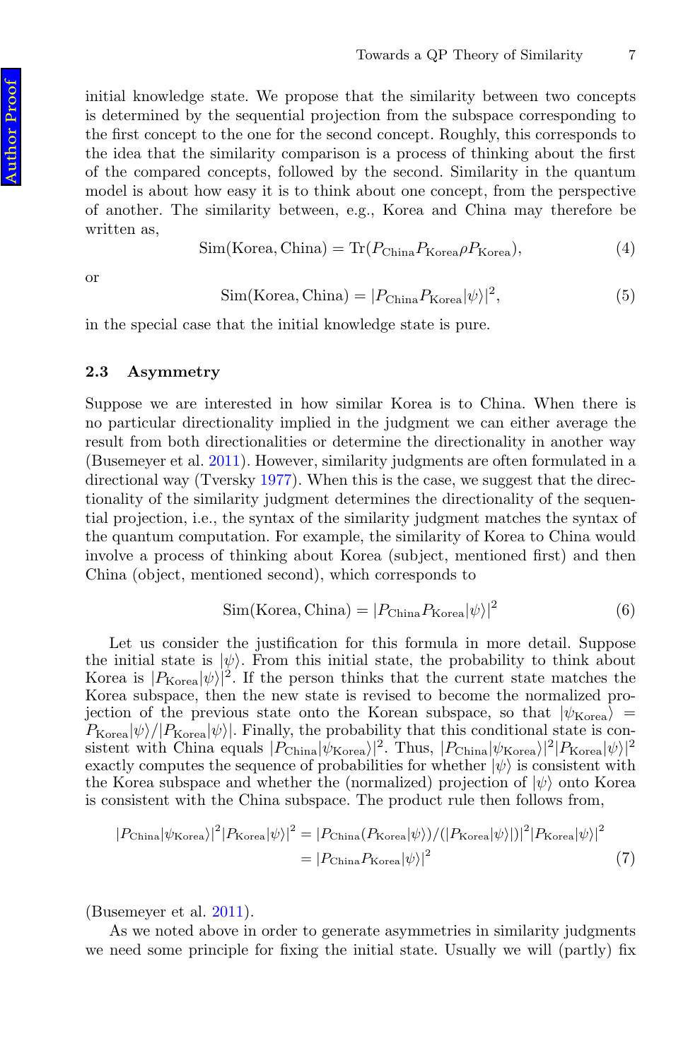initial knowledge state. We propose that the similarity between two concepts is determined by the sequential projection from the subspace corresponding to the first concept to the one for the second concept. Roughly, this corresponds to the idea that the similarity comparison is a process of thinking about the first of the compared concepts, followed by the second. Similarity in the quantum model is about how easy it is to think about one concept, from the perspective of another. The similarity between, e.g., Korea and China may therefore be written as,

$$\text{Sim}(\text{Korea}, \text{China}) = \text{Tr}(P_{\text{China}} P_{\text{Korea}} \rho P_{\text{Korea}}), \tag{4}$$

or

$$\text{Sim}(\text{Korea}, \text{China}) = |P_{\text{China}} P_{\text{Korea}} |\psi\rangle|^2, \tag{5}$$

in the special case that the initial knowledge state is pure.

### 2.3 Asymmetry

Suppose we are interested in how similar Korea is to China. When there is no particular directionality implied in the judgment we can either average the result from both directionalities or determine the directionality in another way (Busemeyer et al. 2011). However, similarity judgments are often formulated in a directional way (Tversky 1977). When this is the case, we suggest that the directionality of the similarity judgment determines the directionality of the sequential projection, i.e., the syntax of the similarity judgment matches the syntax of the quantum computation. For example, the similarity of Korea to China would involve a process of thinking about Korea (subject, mentioned first) and then China (object, mentioned second), which corresponds to

$$\text{Sim}(\text{Korea}, \text{China}) = |P_{\text{China}} P_{\text{Korea}} |\psi\rangle|^2 \tag{6}$$

Let us consider the justification for this formula in more detail. Suppose the initial state is $|\psi\rangle$. From this initial state, the probability to think about Korea is $|P_{\text{Korea}}|\psi\rangle|^2$. If the person thinks that the current state matches the Korea subspace, then the new state is revised to become the normalized projection of the previous state onto the Korean subspace, so that $|\psi_{\text{Korea}}\rangle = P_{\text{Korea}}|\psi\rangle / |P_{\text{Korea}}|\psi\rangle|$. Finally, the probability that this conditional state is consistent with China equals $|P_{\text{China}}|\psi_{\text{Korea}}\rangle|^2$. Thus, $|P_{\text{China}}|\psi_{\text{Korea}}\rangle|^2 |P_{\text{Korea}}|\psi\rangle|^2$ exactly computes the sequence of probabilities for whether $|\psi\rangle$ is consistent with the Korea subspace and whether the (normalized) projection of $|\psi\rangle$ onto Korea is consistent with the China subspace. The product rule then follows from,

$$\begin{aligned} |P_{\text{China}}|\psi_{\text{Korea}}\rangle|^2 |P_{\text{Korea}}|\psi\rangle|^2 &= |P_{\text{China}}(P_{\text{Korea}}|\psi\rangle)/(|P_{\text{Korea}}|\psi\rangle|)|^2 |P_{\text{Korea}}|\psi\rangle|^2 \\ &= |P_{\text{China}} P_{\text{Korea}}|\psi\rangle|^2 \end{aligned} \tag{7}$$

(Busemeyer et al. 2011).

As we noted above in order to generate asymmetries in similarity judgments we need some principle for fixing the initial state. Usually we will (partly) fix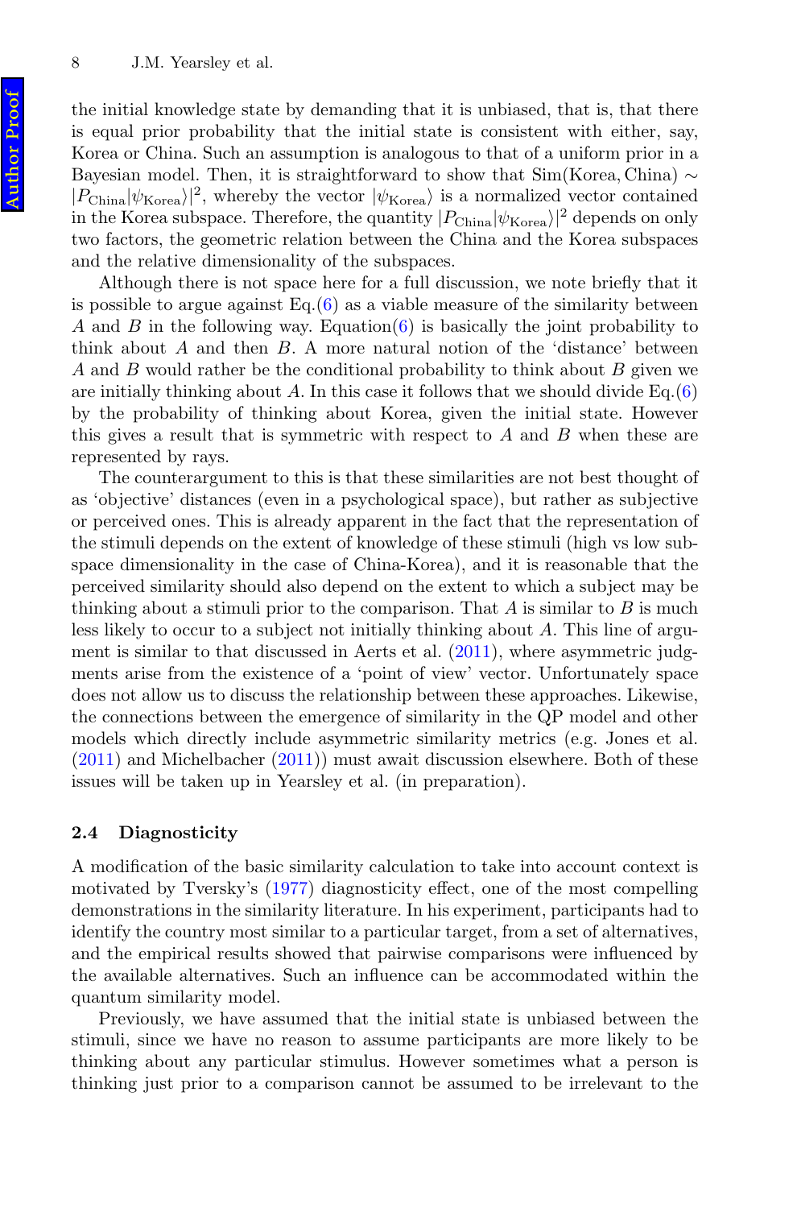the initial knowledge state by demanding that it is unbiased, that is, that there is equal prior probability that the initial state is consistent with either, say, Korea or China. Such an assumption is analogous to that of a uniform prior in a Bayesian model. Then, it is straightforward to show that $\text{Sim}(\text{Korea}, \text{China}) \sim |P_{\text{China}}|\psi_{\text{Korea}}\rangle|^2$, whereby the vector $|\psi_{\text{Korea}}\rangle$ is a normalized vector contained in the Korea subspace. Therefore, the quantity $|P_{\text{China}}|\psi_{\text{Korea}}\rangle|^2$ depends on only two factors, the geometric relation between the China and the Korea subspaces and the relative dimensionality of the subspaces.

Although there is not space here for a full discussion, we note briefly that it is possible to argue against Eq.(6) as a viable measure of the similarity between $A$ and $B$ in the following way. Equation(6) is basically the joint probability to think about $A$ and then $B$. A more natural notion of the 'distance' between $A$ and $B$ would rather be the conditional probability to think about $B$ given we are initially thinking about $A$. In this case it follows that we should divide Eq.(6) by the probability of thinking about Korea, given the initial state. However this gives a result that is symmetric with respect to $A$ and $B$ when these are represented by rays.

The counterargument to this is that these similarities are not best thought of as 'objective' distances (even in a psychological space), but rather as subjective or perceived ones. This is already apparent in the fact that the representation of the stimuli depends on the extent of knowledge of these stimuli (high vs low subspace dimensionality in the case of China-Korea), and it is reasonable that the perceived similarity should also depend on the extent to which a subject may be thinking about a stimuli prior to the comparison. That $A$ is similar to $B$ is much less likely to occur to a subject not initially thinking about $A$. This line of argument is similar to that discussed in Aerts et al. (2011), where asymmetric judgments arise from the existence of a 'point of view' vector. Unfortunately space does not allow us to discuss the relationship between these approaches. Likewise, the connections between the emergence of similarity in the QP model and other models which directly include asymmetric similarity metrics (e.g. Jones et al. (2011) and Michelbacher (2011)) must await discussion elsewhere. Both of these issues will be taken up in Yearsley et al. (in preparation).

### 2.4 Diagnosticity

A modification of the basic similarity calculation to take into account context is motivated by Tversky's (1977) diagnosticity effect, one of the most compelling demonstrations in the similarity literature. In his experiment, participants had to identify the country most similar to a particular target, from a set of alternatives, and the empirical results showed that pairwise comparisons were influenced by the available alternatives. Such an influence can be accommodated within the quantum similarity model.

Previously, we have assumed that the initial state is unbiased between the stimuli, since we have no reason to assume participants are more likely to be thinking about any particular stimulus. However sometimes what a person is thinking just prior to a comparison cannot be assumed to be irrelevant to the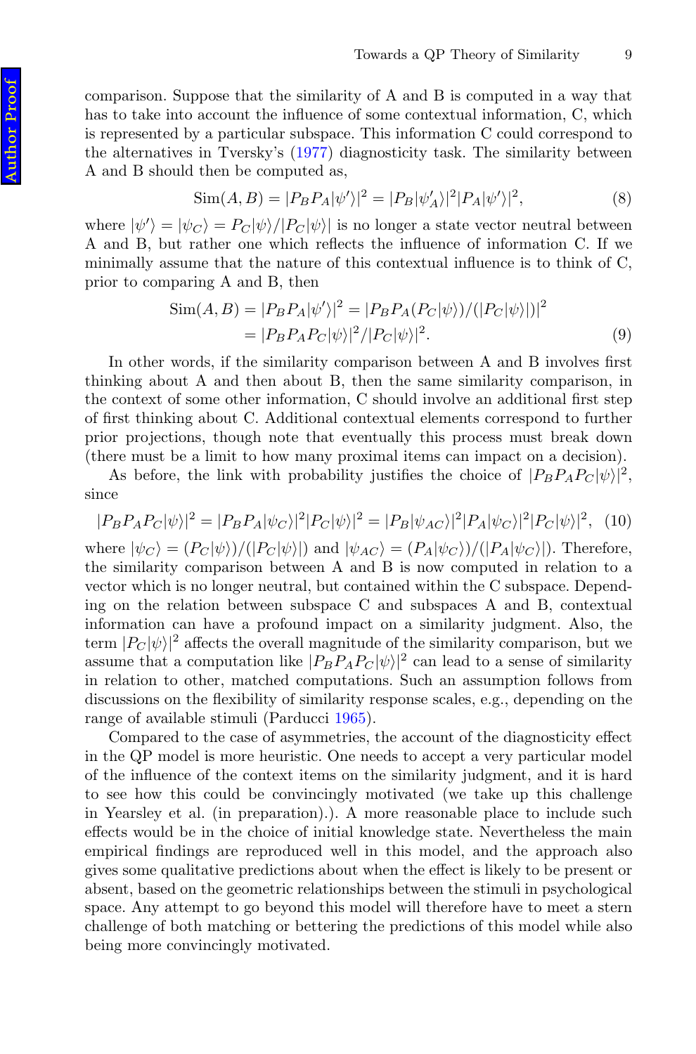comparison. Suppose that the similarity of A and B is computed in a way that has to take into account the influence of some contextual information, C, which is represented by a particular subspace. This information C could correspond to the alternatives in Tversky's (1977) diagnosticity task. The similarity between A and B should then be computed as,

$$\text{Sim}(A, B) = |P_B P_A |\psi'\rangle|^2 = |P_B|\psi'_A\rangle|^2 |P_A|\psi'\rangle|^2, \tag{8}$$

where $|\psi'\rangle = |\psi_C\rangle = P_C|\psi\rangle/|P_C|\psi\rangle|$ is no longer a state vector neutral between A and B, but rather one which reflects the influence of information C. If we minimally assume that the nature of this contextual influence is to think of C, prior to comparing A and B, then

$$\begin{aligned}\text{Sim}(A, B) &= |P_B P_A |\psi'\rangle|^2 = |P_B P_A (P_C|\psi\rangle)/(|P_C|\psi\rangle|)|^2 \\ &= |P_B P_A P_C|\psi\rangle|^2/|P_C|\psi\rangle|^2.\end{aligned} \tag{9}$$

In other words, if the similarity comparison between A and B involves first thinking about A and then about B, then the same similarity comparison, in the context of some other information, C should involve an additional first step of first thinking about C. Additional contextual elements correspond to further prior projections, though note that eventually this process must break down (there must be a limit to how many proximal items can impact on a decision).

As before, the link with probability justifies the choice of $|P_B P_A P_C|\psi\rangle|^2$, since

$$|P_B P_A P_C|\psi\rangle|^2 = |P_B P_A|\psi_C\rangle|^2 |P_C|\psi\rangle|^2 = |P_B|\psi_{AC}\rangle|^2 |P_A|\psi_C\rangle|^2 |P_C|\psi\rangle|^2, \tag{10}$$

where $|\psi_C\rangle = (P_C|\psi\rangle)/(|P_C|\psi\rangle|)$ and $|\psi_{AC}\rangle = (P_A|\psi_C\rangle)/(|P_A|\psi_C\rangle|)$. Therefore, the similarity comparison between A and B is now computed in relation to a vector which is no longer neutral, but contained within the C subspace. Depending on the relation between subspace C and subspaces A and B, contextual information can have a profound impact on a similarity judgment. Also, the term $|P_C|\psi\rangle|^2$ affects the overall magnitude of the similarity comparison, but we assume that a computation like $|P_B P_A P_C|\psi\rangle|^2$ can lead to a sense of similarity in relation to other, matched computations. Such an assumption follows from discussions on the flexibility of similarity response scales, e.g., depending on the range of available stimuli (Parducci 1965).

Compared to the case of asymmetries, the account of the diagnosticity effect in the QP model is more heuristic. One needs to accept a very particular model of the influence of the context items on the similarity judgment, and it is hard to see how this could be convincingly motivated (we take up this challenge in Yearsley et al. (in preparation).). A more reasonable place to include such effects would be in the choice of initial knowledge state. Nevertheless the main empirical findings are reproduced well in this model, and the approach also gives some qualitative predictions about when the effect is likely to be present or absent, based on the geometric relationships between the stimuli in psychological space. Any attempt to go beyond this model will therefore have to meet a stern challenge of both matching or bettering the predictions of this model while also being more convincingly motivated.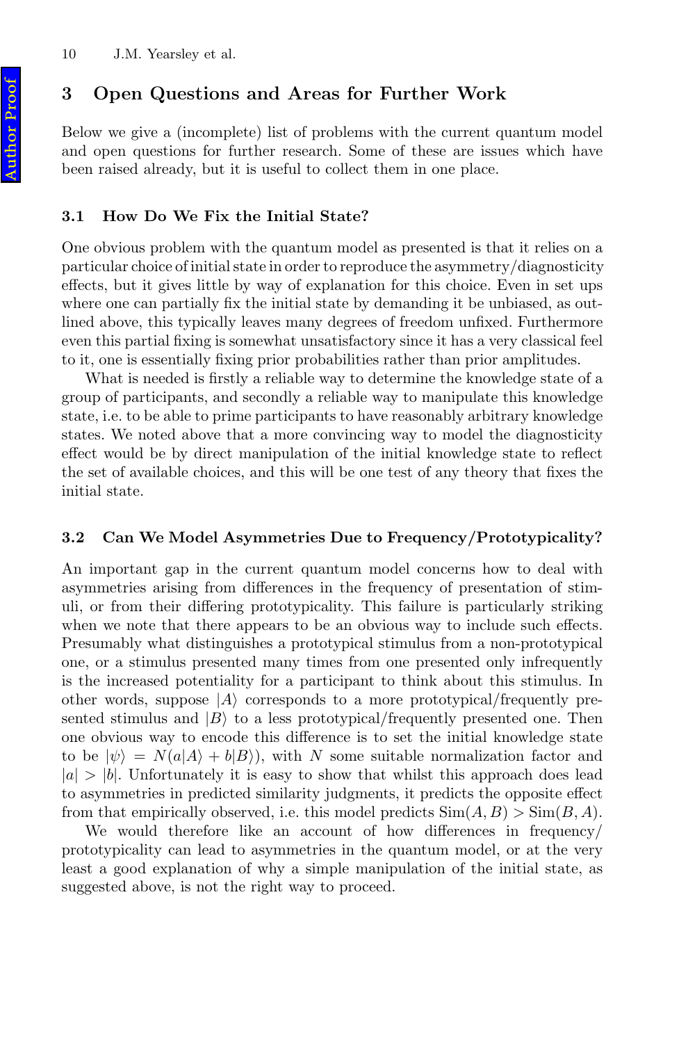## 3 Open Questions and Areas for Further Work

Below we give a (incomplete) list of problems with the current quantum model and open questions for further research. Some of these are issues which have been raised already, but it is useful to collect them in one place.

### 3.1 How Do We Fix the Initial State?

One obvious problem with the quantum model as presented is that it relies on a particular choice of initial state in order to reproduce the asymmetry/diagnosticity effects, but it gives little by way of explanation for this choice. Even in set ups where one can partially fix the initial state by demanding it be unbiased, as outlined above, this typically leaves many degrees of freedom unfixed. Furthermore even this partial fixing is somewhat unsatisfactory since it has a very classical feel to it, one is essentially fixing prior probabilities rather than prior amplitudes.

What is needed is firstly a reliable way to determine the knowledge state of a group of participants, and secondly a reliable way to manipulate this knowledge state, i.e. to be able to prime participants to have reasonably arbitrary knowledge states. We noted above that a more convincing way to model the diagnosticity effect would be by direct manipulation of the initial knowledge state to reflect the set of available choices, and this will be one test of any theory that fixes the initial state.

### 3.2 Can We Model Asymmetries Due to Frequency/Prototypicality?

An important gap in the current quantum model concerns how to deal with asymmetries arising from differences in the frequency of presentation of stimuli, or from their differing prototypicality. This failure is particularly striking when we note that there appears to be an obvious way to include such effects. Presumably what distinguishes a prototypical stimulus from a non-prototypical one, or a stimulus presented many times from one presented only infrequently is the increased potentiality for a participant to think about this stimulus. In other words, suppose $|A\rangle$ corresponds to a more prototypical/frequently presented stimulus and $|B\rangle$ to a less prototypical/frequently presented one. Then one obvious way to encode this difference is to set the initial knowledge state to be $|\psi\rangle = N(a|A\rangle + b|B\rangle)$, with $N$ some suitable normalization factor and $|a| > |b|$. Unfortunately it is easy to show that whilst this approach does lead to asymmetries in predicted similarity judgments, it predicts the opposite effect from that empirically observed, i.e. this model predicts $\mathrm{Sim}(A, B) > \mathrm{Sim}(B, A)$.

We would therefore like an account of how differences in frequency/prototypicality can lead to asymmetries in the quantum model, or at the very least a good explanation of why a simple manipulation of the initial state, as suggested above, is not the right way to proceed.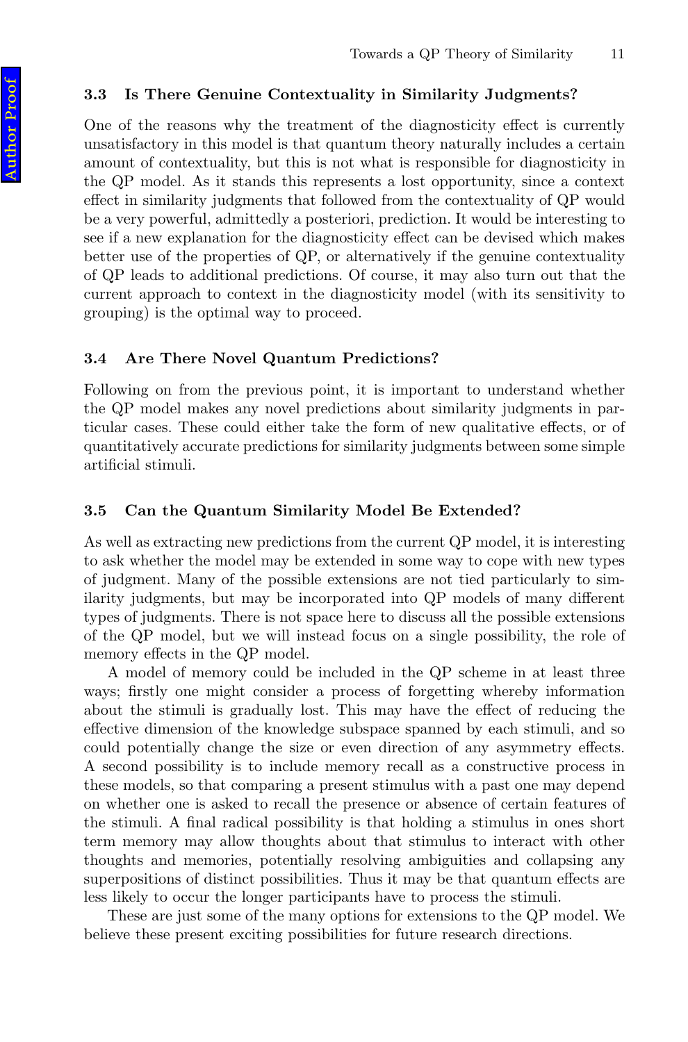### 3.3 Is There Genuine Contextuality in Similarity Judgments?

One of the reasons why the treatment of the diagnosticity effect is currently unsatisfactory in this model is that quantum theory naturally includes a certain amount of contextuality, but this is not what is responsible for diagnosticity in the QP model. As it stands this represents a lost opportunity, since a context effect in similarity judgments that followed from the contextuality of QP would be a very powerful, admittedly a posteriori, prediction. It would be interesting to see if a new explanation for the diagnosticity effect can be devised which makes better use of the properties of QP, or alternatively if the genuine contextuality of QP leads to additional predictions. Of course, it may also turn out that the current approach to context in the diagnosticity model (with its sensitivity to grouping) is the optimal way to proceed.

### 3.4 Are There Novel Quantum Predictions?

Following on from the previous point, it is important to understand whether the QP model makes any novel predictions about similarity judgments in particular cases. These could either take the form of new qualitative effects, or of quantitatively accurate predictions for similarity judgments between some simple artificial stimuli.

### 3.5 Can the Quantum Similarity Model Be Extended?

As well as extracting new predictions from the current QP model, it is interesting to ask whether the model may be extended in some way to cope with new types of judgment. Many of the possible extensions are not tied particularly to similarity judgments, but may be incorporated into QP models of many different types of judgments. There is not space here to discuss all the possible extensions of the QP model, but we will instead focus on a single possibility, the role of memory effects in the QP model.

A model of memory could be included in the QP scheme in at least three ways; firstly one might consider a process of forgetting whereby information about the stimuli is gradually lost. This may have the effect of reducing the effective dimension of the knowledge subspace spanned by each stimuli, and so could potentially change the size or even direction of any asymmetry effects. A second possibility is to include memory recall as a constructive process in these models, so that comparing a present stimulus with a past one may depend on whether one is asked to recall the presence or absence of certain features of the stimuli. A final radical possibility is that holding a stimulus in ones short term memory may allow thoughts about that stimulus to interact with other thoughts and memories, potentially resolving ambiguities and collapsing any superpositions of distinct possibilities. Thus it may be that quantum effects are less likely to occur the longer participants have to process the stimuli.

These are just some of the many options for extensions to the QP model. We believe these present exciting possibilities for future research directions.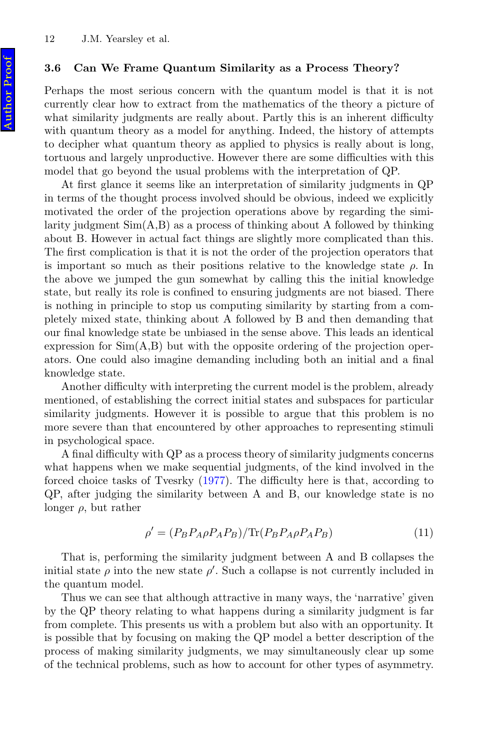### 3.6 Can We Frame Quantum Similarity as a Process Theory?

Perhaps the most serious concern with the quantum model is that it is not currently clear how to extract from the mathematics of the theory a picture of what similarity judgments are really about. Partly this is an inherent difficulty with quantum theory as a model for anything. Indeed, the history of attempts to decipher what quantum theory as applied to physics is really about is long, tortuous and largely unproductive. However there are some difficulties with this model that go beyond the usual problems with the interpretation of QP.

At first glance it seems like an interpretation of similarity judgments in QP in terms of the thought process involved should be obvious, indeed we explicitly motivated the order of the projection operations above by regarding the similarity judgment Sim(A,B) as a process of thinking about A followed by thinking about B. However in actual fact things are slightly more complicated than this. The first complication is that it is not the order of the projection operators that is important so much as their positions relative to the knowledge state $\rho$. In the above we jumped the gun somewhat by calling this the initial knowledge state, but really its role is confined to ensuring judgments are not biased. There is nothing in principle to stop us computing similarity by starting from a completely mixed state, thinking about A followed by B and then demanding that our final knowledge state be unbiased in the sense above. This leads an identical expression for Sim(A,B) but with the opposite ordering of the projection operators. One could also imagine demanding including both an initial and a final knowledge state.

Another difficulty with interpreting the current model is the problem, already mentioned, of establishing the correct initial states and subspaces for particular similarity judgments. However it is possible to argue that this problem is no more severe than that encountered by other approaches to representing stimuli in psychological space.

A final difficulty with QP as a process theory of similarity judgments concerns what happens when we make sequential judgments, of the kind involved in the forced choice tasks of Tvesrky (1977). The difficulty here is that, according to QP, after judging the similarity between A and B, our knowledge state is no longer $\rho$, but rather

$$\rho' = (P_B P_A \rho P_A P_B)/\mathrm{Tr}(P_B P_A \rho P_A P_B) \tag{11}$$

That is, performing the similarity judgment between A and B collapses the initial state $\rho$ into the new state $\rho'$. Such a collapse is not currently included in the quantum model.

Thus we can see that although attractive in many ways, the 'narrative' given by the QP theory relating to what happens during a similarity judgment is far from complete. This presents us with a problem but also with an opportunity. It is possible that by focusing on making the QP model a better description of the process of making similarity judgments, we may simultaneously clear up some of the technical problems, such as how to account for other types of asymmetry.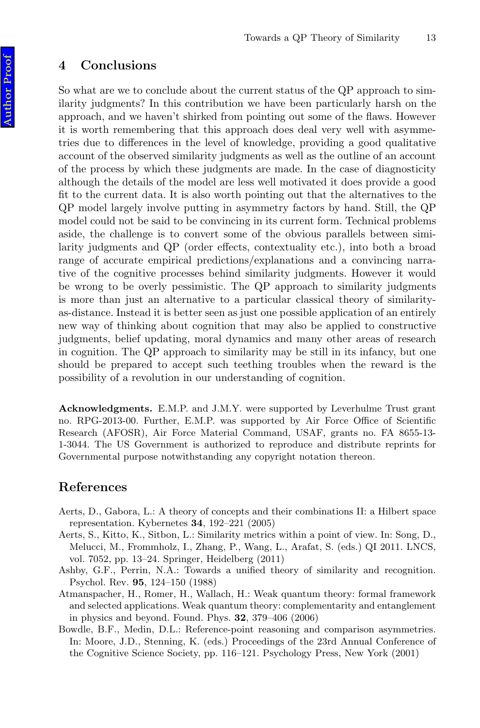## 4 Conclusions

So what are we to conclude about the current status of the QP approach to similarity judgments? In this contribution we have been particularly harsh on the approach, and we haven't shirked from pointing out some of the flaws. However it is worth remembering that this approach does deal very well with asymmetries due to differences in the level of knowledge, providing a good qualitative account of the observed similarity judgments as well as the outline of an account of the process by which these judgments are made. In the case of diagnosticity although the details of the model are less well motivated it does provide a good fit to the current data. It is also worth pointing out that the alternatives to the QP model largely involve putting in asymmetry factors by hand. Still, the QP model could not be said to be convincing in its current form. Technical problems aside, the challenge is to convert some of the obvious parallels between similarity judgments and QP (order effects, contextuality etc.), into both a broad range of accurate empirical predictions/explanations and a convincing narrative of the cognitive processes behind similarity judgments. However it would be wrong to be overly pessimistic. The QP approach to similarity judgments is more than just an alternative to a particular classical theory of similarity-as-distance. Instead it is better seen as just one possible application of an entirely new way of thinking about cognition that may also be applied to constructive judgments, belief updating, moral dynamics and many other areas of research in cognition. The QP approach to similarity may be still in its infancy, but one should be prepared to accept such teething troubles when the reward is the possibility of a revolution in our understanding of cognition.

**Acknowledgments.** E.M.P. and J.M.Y. were supported by Leverhulme Trust grant no. RPG-2013-00. Further, E.M.P. was supported by Air Force Office of Scientific Research (AFOSR), Air Force Material Command, USAF, grants no. FA 8655-13-1-3044. The US Government is authorized to reproduce and distribute reprints for Governmental purpose notwithstanding any copyright notation thereon.

## References

- Aerts, D., Gabora, L.: A theory of concepts and their combinations II: a Hilbert space representation. Kybernetes **34**, 192–221 (2005)
- Aerts, S., Kitto, K., Sitbon, L.: Similarity metrics within a point of view. In: Song, D., Melucci, M., Frommholz, I., Zhang, P., Wang, L., Arafat, S. (eds.) QI 2011. LNCS, vol. 7052, pp. 13–24. Springer, Heidelberg (2011)
- Ashby, G.F., Perrin, N.A.: Towards a unified theory of similarity and recognition. Psychol. Rev. **95**, 124–150 (1988)
- Atmanspacher, H., Romer, H., Wallach, H.: Weak quantum theory: formal framework and selected applications. Weak quantum theory: complementarity and entanglement in physics and beyond. Found. Phys. **32**, 379–406 (2006)
- Bowdle, B.F., Medin, D.L.: Reference-point reasoning and comparison asymmetries. In: Moore, J.D., Stenning, K. (eds.) Proceedings of the 23rd Annual Conference of the Cognitive Science Society, pp. 116–121. Psychology Press, New York (2001)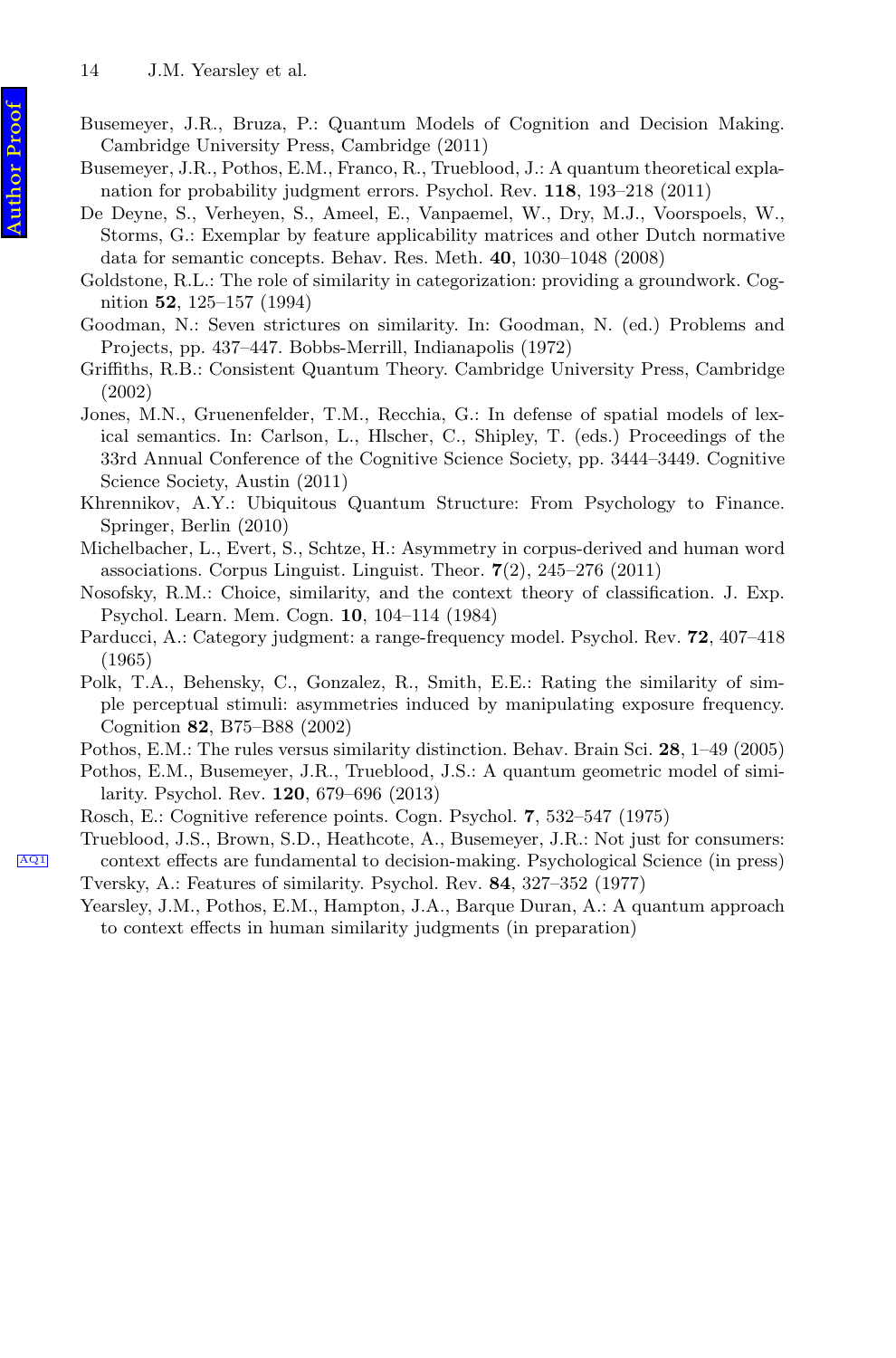Busemeyer, J.R., Bruza, P.: Quantum Models of Cognition and Decision Making. Cambridge University Press, Cambridge (2011)

Busemeyer, J.R., Pothos, E.M., Franco, R., Trueblood, J.: A quantum theoretical explanation for probability judgment errors. Psychol. Rev. **118**, 193–218 (2011)

De Deyne, S., Verheyen, S., Ameel, E., Vanpaemel, W., Dry, M.J., Voorspoels, W., Storms, G.: Exemplar by feature applicability matrices and other Dutch normative data for semantic concepts. Behav. Res. Meth. **40**, 1030–1048 (2008)

Goldstone, R.L.: The role of similarity in categorization: providing a groundwork. Cognition **52**, 125–157 (1994)

Goodman, N.: Seven strictures on similarity. In: Goodman, N. (ed.) Problems and Projects, pp. 437–447. Bobbs-Merrill, Indianapolis (1972)

Griffiths, R.B.: Consistent Quantum Theory. Cambridge University Press, Cambridge (2002)

Jones, M.N., Gruenenfelder, T.M., Recchia, G.: In defense of spatial models of lexical semantics. In: Carlson, L., Hlscher, C., Shipley, T. (eds.) Proceedings of the 33rd Annual Conference of the Cognitive Science Society, pp. 3444–3449. Cognitive Science Society, Austin (2011)

Khrennikov, A.Y.: Ubiquitous Quantum Structure: From Psychology to Finance. Springer, Berlin (2010)

Michelbacher, L., Evert, S., Schtze, H.: Asymmetry in corpus-derived and human word associations. Corpus Linguist. Linguist. Theor. **7**(2), 245–276 (2011)

Nosofsky, R.M.: Choice, similarity, and the context theory of classification. J. Exp. Psychol. Learn. Mem. Cogn. **10**, 104–114 (1984)

Parducci, A.: Category judgment: a range-frequency model. Psychol. Rev. **72**, 407–418 (1965)

Polk, T.A., Behensky, C., Gonzalez, R., Smith, E.E.: Rating the similarity of simple perceptual stimuli: asymmetries induced by manipulating exposure frequency. Cognition **82**, B75–B88 (2002)

Pothos, E.M.: The rules versus similarity distinction. Behav. Brain Sci. **28**, 1–49 (2005)

Pothos, E.M., Busemeyer, J.R., Trueblood, J.S.: A quantum geometric model of similarity. Psychol. Rev. **120**, 679–696 (2013)

Rosch, E.: Cognitive reference points. Cogn. Psychol. **7**, 532–547 (1975)

Trueblood, J.S., Brown, S.D., Heathcote, A., Busemeyer, J.R.: Not just for consumers: context effects are fundamental to decision-making. Psychological Science (in press)

Tversky, A.: Features of similarity. Psychol. Rev. **84**, 327–352 (1977)

Yearsley, J.M., Pothos, E.M., Hampton, J.A., Barque Duran, A.: A quantum approach to context effects in human similarity judgments (in preparation)